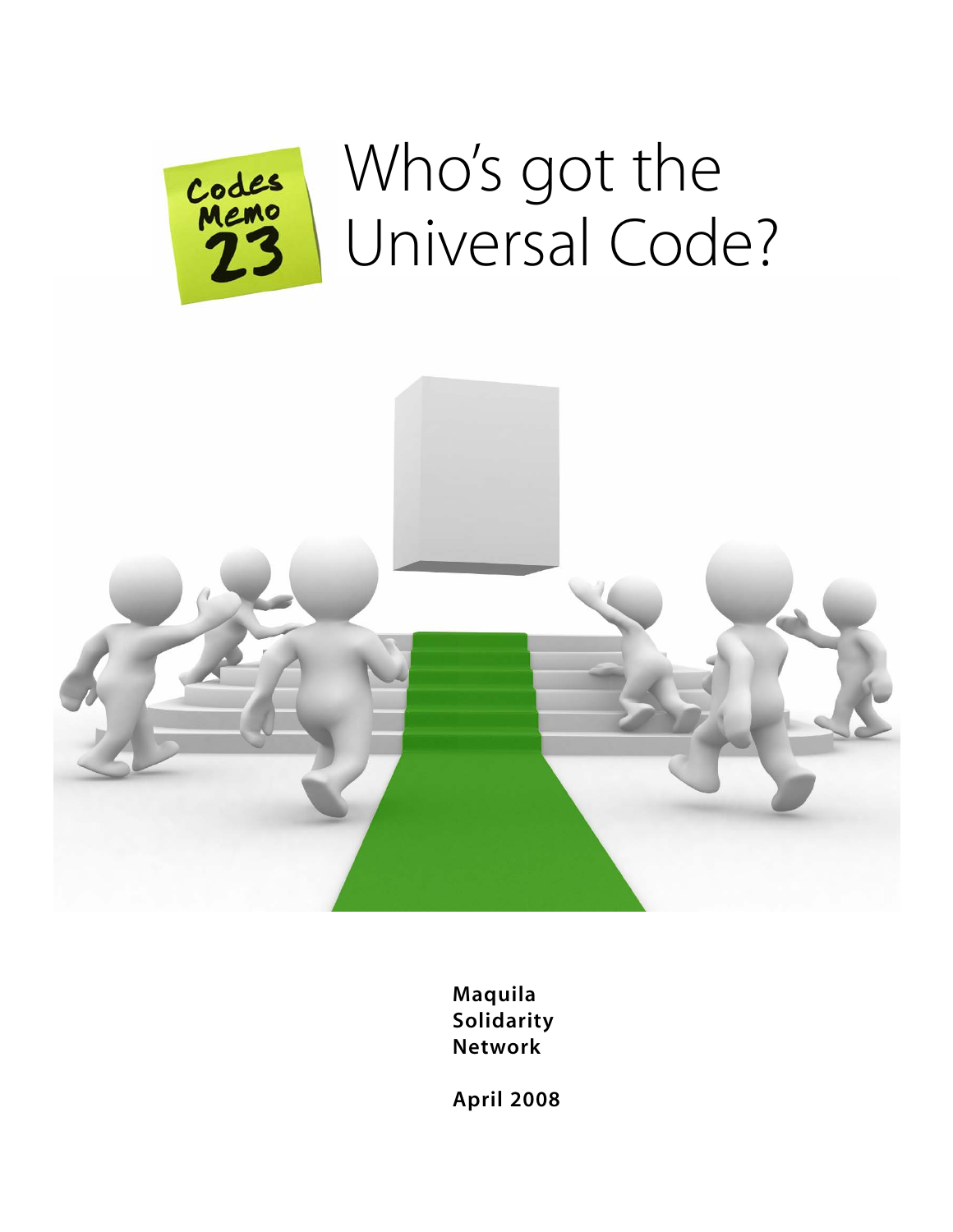Codes Memo 23

# Who's got the Universal Code?

**Maquila Solidarity Network**

**April 2008**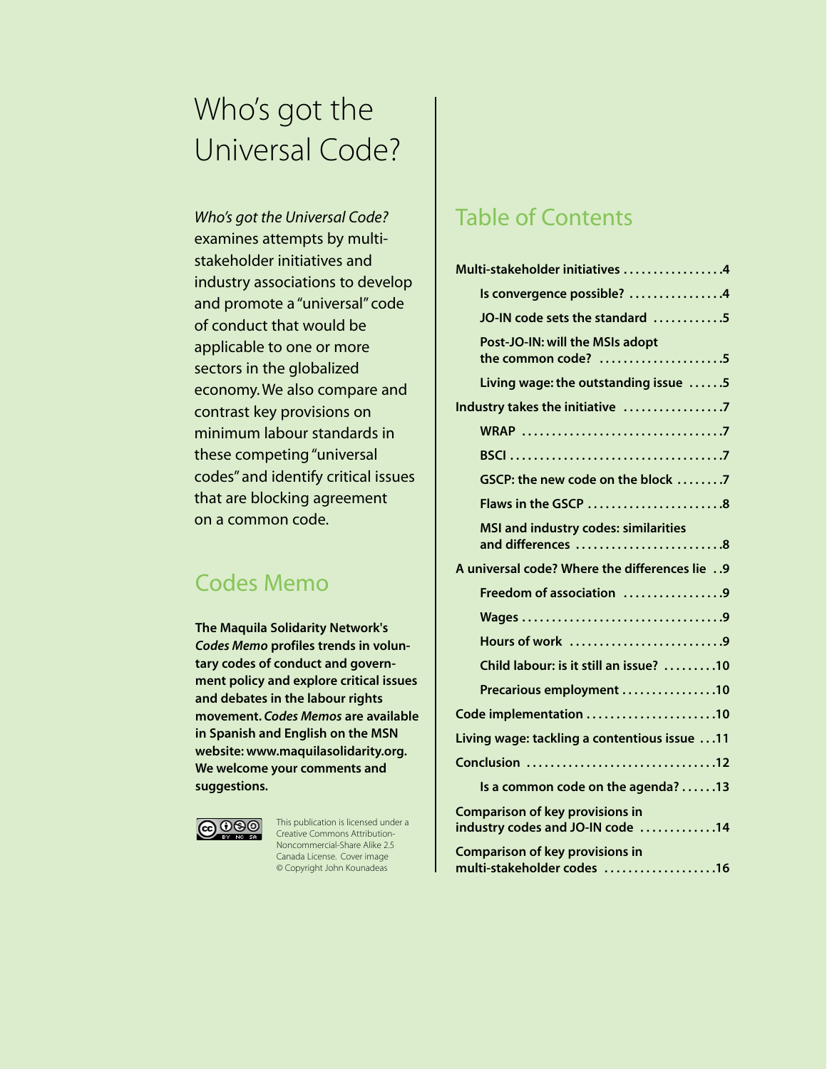# Who's got the Universal Code?

*Who's got the Universal Code?* examines attempts by multi-stakeholder initiatives and industry associations to develop and promote a "universal" code of conduct that would be applicable to one or more sectors in the globalized economy. We also compare and contrast key provisions on minimum labour standards in these competing "universal codes" and identify critical issues that are blocking agreement on a common code.

## Codes Memo

**The Maquila Solidarity Network's *Codes Memo* profiles trends in voluntary codes of conduct and government policy and explore critical issues and debates in the labour rights movement. *Codes Memos* are available in Spanish and English on the MSN website: www.maquilasolidarity.org. We welcome your comments and suggestions.**

This publication is licensed under a Creative Commons Attribution-Noncommercial-Share Alike 2.5 Canada License. Cover image © Copyright John Kounadeas

## Table of Contents

- **Multi-stakeholder initiatives** ... 4
  - **Is convergence possible?** ... 4
  - **JO-IN code sets the standard** ... 5
  - **Post-JO-IN: will the MSIs adopt the common code?** ... 5
  - **Living wage: the outstanding issue** ... 5
- **Industry takes the initiative** ... 7
  - **WRAP** ... 7
  - **BSCI** ... 7
  - **GSCP: the new code on the block** ... 7
  - **Flaws in the GSCP** ... 8
  - **MSI and industry codes: similarities and differences** ... 8
- **A universal code? Where the differences lie** ... 9
  - **Freedom of association** ... 9
  - **Wages** ... 9
  - **Hours of work** ... 9
  - **Child labour: is it still an issue?** ... 10
  - **Precarious employment** ... 10
- **Code implementation** ... 10
- **Living wage: tackling a contentious issue** ... 11
- **Conclusion** ... 12
  - **Is a common code on the agenda?** ... 13
- **Comparison of key provisions in industry codes and JO-IN code** ... 14
- **Comparison of key provisions in multi-stakeholder codes** ... 16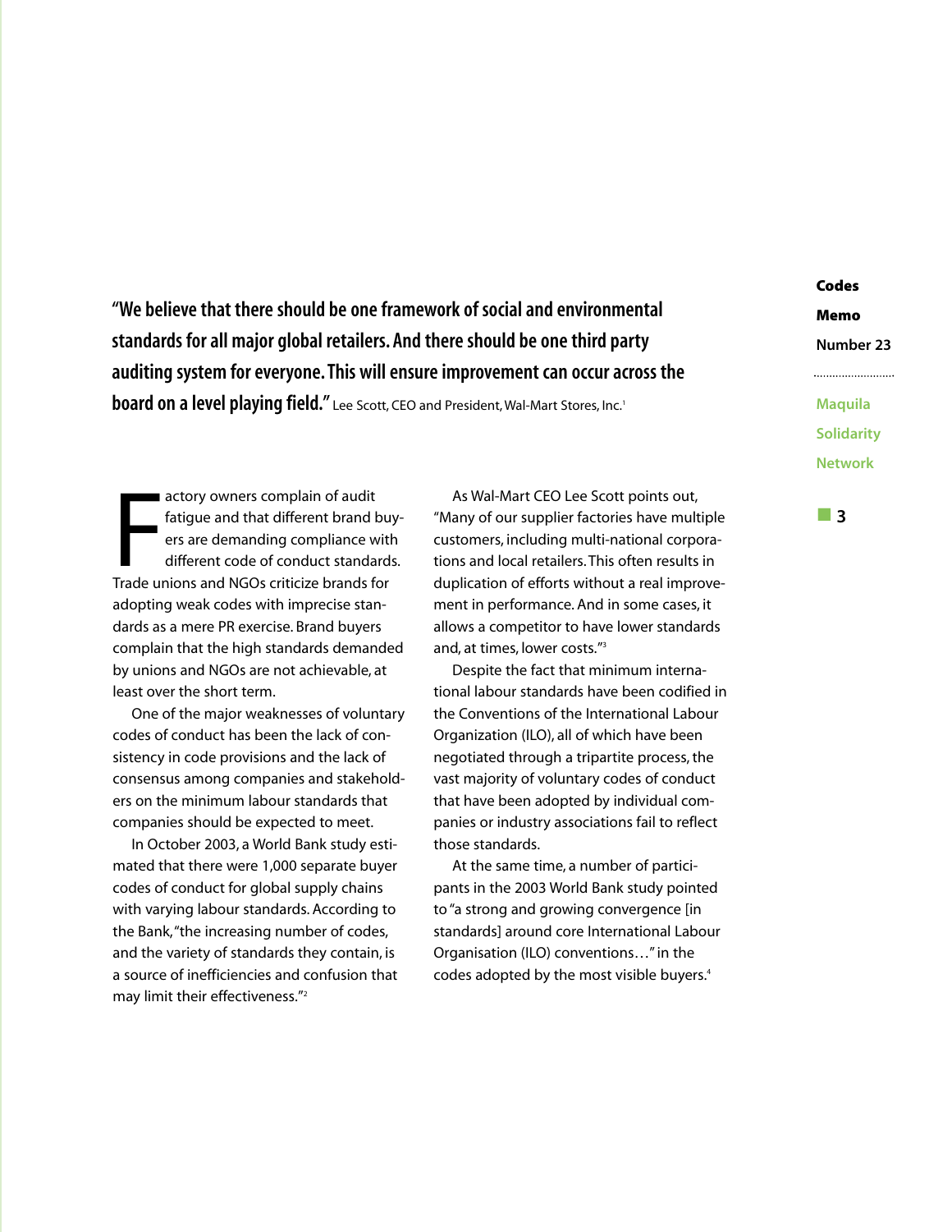**"We believe that there should be one framework of social and environmental standards for all major global retailers. And there should be one third party auditing system for everyone. This will ensure improvement can occur across the board on a level playing field."** Lee Scott, CEO and President, Wal-Mart Stores, Inc.[1]

Factory owners complain of audit fatigue and that different brand buyers are demanding compliance with different code of conduct standards. Trade unions and NGOs criticize brands for adopting weak codes with imprecise standards as a mere PR exercise. Brand buyers complain that the high standards demanded by unions and NGOs are not achievable, at least over the short term.

One of the major weaknesses of voluntary codes of conduct has been the lack of consistency in code provisions and the lack of consensus among companies and stakeholders on the minimum labour standards that companies should be expected to meet.

In October 2003, a World Bank study estimated that there were 1,000 separate buyer codes of conduct for global supply chains with varying labour standards. According to the Bank, "the increasing number of codes, and the variety of standards they contain, is a source of inefficiencies and confusion that may limit their effectiveness."[2]

As Wal-Mart CEO Lee Scott points out, "Many of our supplier factories have multiple customers, including multi-national corporations and local retailers. This often results in duplication of efforts without a real improvement in performance. And in some cases, it allows a competitor to have lower standards and, at times, lower costs."[3]

Despite the fact that minimum international labour standards have been codified in the Conventions of the International Labour Organization (ILO), all of which have been negotiated through a tripartite process, the vast majority of voluntary codes of conduct that have been adopted by individual companies or industry associations fail to reflect those standards.

At the same time, a number of participants in the 2003 World Bank study pointed to "a strong and growing convergence [in standards] around core International Labour Organisation (ILO) conventions…" in the codes adopted by the most visible buyers.[4]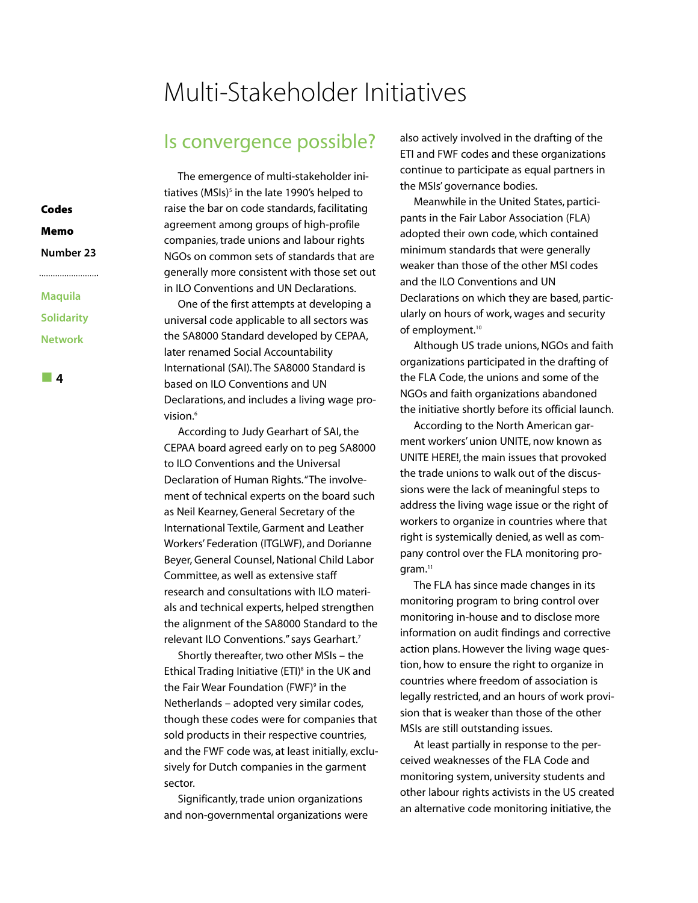# Multi-Stakeholder Initiatives

## Is convergence possible?

The emergence of multi-stakeholder initiatives (MSIs)[5] in the late 1990's helped to raise the bar on code standards, facilitating agreement among groups of high-profile companies, trade unions and labour rights NGOs on common sets of standards that are generally more consistent with those set out in ILO Conventions and UN Declarations.

One of the first attempts at developing a universal code applicable to all sectors was the SA8000 Standard developed by CEPAA, later renamed Social Accountability International (SAI). The SA8000 Standard is based on ILO Conventions and UN Declarations, and includes a living wage provision.[6]

According to Judy Gearhart of SAI, the CEPAA board agreed early on to peg SA8000 to ILO Conventions and the Universal Declaration of Human Rights. "The involvement of technical experts on the board such as Neil Kearney, General Secretary of the International Textile, Garment and Leather Workers' Federation (ITGLWF), and Dorianne Beyer, General Counsel, National Child Labor Committee, as well as extensive staff research and consultations with ILO materials and technical experts, helped strengthen the alignment of the SA8000 Standard to the relevant ILO Conventions." says Gearhart.[7]

Shortly thereafter, two other MSIs – the Ethical Trading Initiative (ETI)[8] in the UK and the Fair Wear Foundation (FWF)[9] in the Netherlands – adopted very similar codes, though these codes were for companies that sold products in their respective countries, and the FWF code was, at least initially, exclusively for Dutch companies in the garment sector.

Significantly, trade union organizations and non-governmental organizations were also actively involved in the drafting of the ETI and FWF codes and these organizations continue to participate as equal partners in the MSIs' governance bodies.

Meanwhile in the United States, participants in the Fair Labor Association (FLA) adopted their own code, which contained minimum standards that were generally weaker than those of the other MSI codes and the ILO Conventions and UN Declarations on which they are based, particularly on hours of work, wages and security of employment.[10]

Although US trade unions, NGOs and faith organizations participated in the drafting of the FLA Code, the unions and some of the NGOs and faith organizations abandoned the initiative shortly before its official launch.

According to the North American garment workers' union UNITE, now known as UNITE HERE!, the main issues that provoked the trade unions to walk out of the discussions were the lack of meaningful steps to address the living wage issue or the right of workers to organize in countries where that right is systemically denied, as well as company control over the FLA monitoring program.[11]

The FLA has since made changes in its monitoring program to bring control over monitoring in-house and to disclose more information on audit findings and corrective action plans. However the living wage question, how to ensure the right to organize in countries where freedom of association is legally restricted, and an hours of work provision that is weaker than those of the other MSIs are still outstanding issues.

At least partially in response to the perceived weaknesses of the FLA Code and monitoring system, university students and other labour rights activists in the US created an alternative code monitoring initiative, the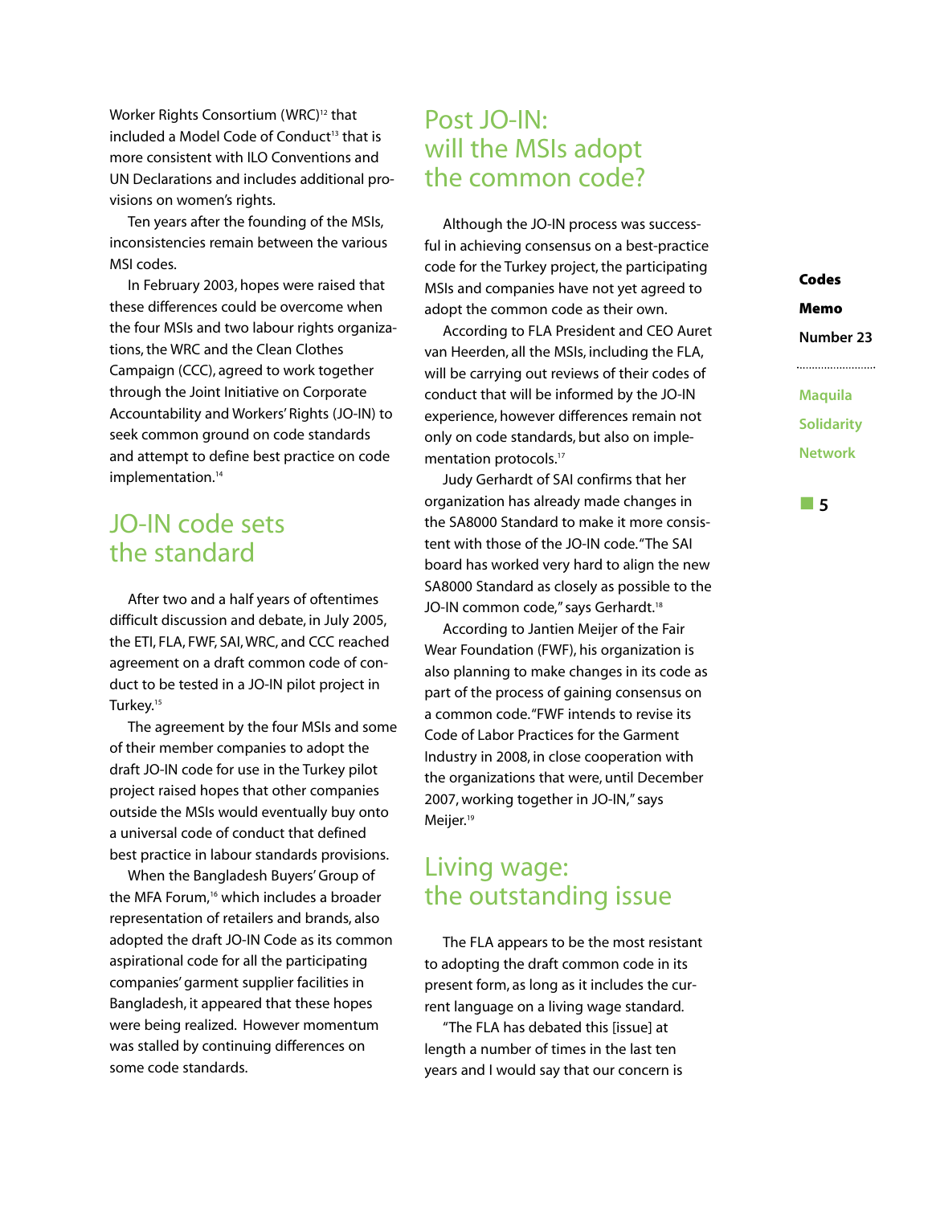Worker Rights Consortium (WRC)[12] that included a Model Code of Conduct[13] that is more consistent with ILO Conventions and UN Declarations and includes additional provisions on women's rights.

Ten years after the founding of the MSIs, inconsistencies remain between the various MSI codes.

In February 2003, hopes were raised that these differences could be overcome when the four MSIs and two labour rights organizations, the WRC and the Clean Clothes Campaign (CCC), agreed to work together through the Joint Initiative on Corporate Accountability and Workers' Rights (JO-IN) to seek common ground on code standards and attempt to define best practice on code implementation.[14]

## JO-IN code sets the standard

After two and a half years of oftentimes difficult discussion and debate, in July 2005, the ETI, FLA, FWF, SAI, WRC, and CCC reached agreement on a draft common code of conduct to be tested in a JO-IN pilot project in Turkey.[15]

The agreement by the four MSIs and some of their member companies to adopt the draft JO-IN code for use in the Turkey pilot project raised hopes that other companies outside the MSIs would eventually buy onto a universal code of conduct that defined best practice in labour standards provisions.

When the Bangladesh Buyers' Group of the MFA Forum,[16] which includes a broader representation of retailers and brands, also adopted the draft JO-IN Code as its common aspirational code for all the participating companies' garment supplier facilities in Bangladesh, it appeared that these hopes were being realized. However momentum was stalled by continuing differences on some code standards.

## Post JO-IN: will the MSIs adopt the common code?

Although the JO-IN process was successful in achieving consensus on a best-practice code for the Turkey project, the participating MSIs and companies have not yet agreed to adopt the common code as their own.

According to FLA President and CEO Auret van Heerden, all the MSIs, including the FLA, will be carrying out reviews of their codes of conduct that will be informed by the JO-IN experience, however differences remain not only on code standards, but also on implementation protocols.[17]

Judy Gerhardt of SAI confirms that her organization has already made changes in the SA8000 Standard to make it more consistent with those of the JO-IN code. "The SAI board has worked very hard to align the new SA8000 Standard as closely as possible to the JO-IN common code," says Gerhardt.[18]

According to Jantien Meijer of the Fair Wear Foundation (FWF), his organization is also planning to make changes in its code as part of the process of gaining consensus on a common code. "FWF intends to revise its Code of Labor Practices for the Garment Industry in 2008, in close cooperation with the organizations that were, until December 2007, working together in JO-IN," says Meijer.[19]

## Living wage: the outstanding issue

The FLA appears to be the most resistant to adopting the draft common code in its present form, as long as it includes the current language on a living wage standard.

"The FLA has debated this [issue] at length a number of times in the last ten years and I would say that our concern is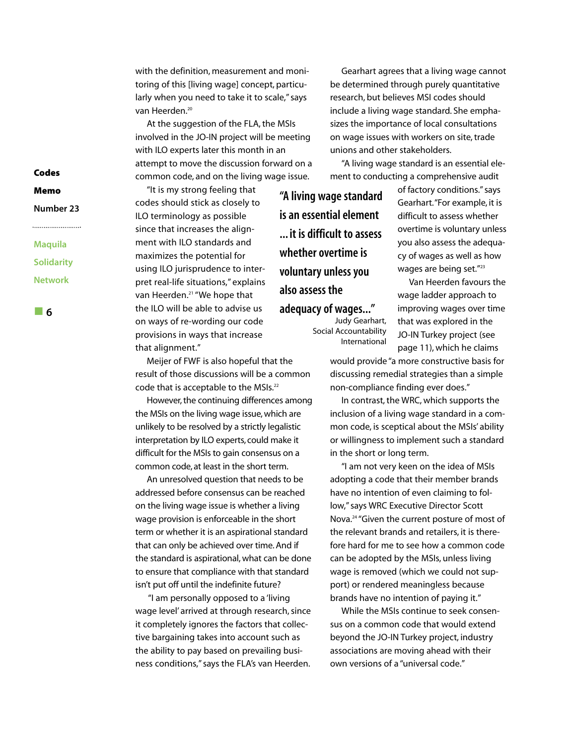with the definition, measurement and monitoring of this [living wage] concept, particularly when you need to take it to scale," says van Heerden.[20]

At the suggestion of the FLA, the MSIs involved in the JO-IN project will be meeting with ILO experts later this month in an attempt to move the discussion forward on a common code, and on the living wage issue.

"It is my strong feeling that codes should stick as closely to ILO terminology as possible since that increases the alignment with ILO standards and maximizes the potential for using ILO jurisprudence to interpret real-life situations," explains van Heerden.[21] "We hope that the ILO will be able to advise us on ways of re-wording our code provisions in ways that increase that alignment."

Meijer of FWF is also hopeful that the result of those discussions will be a common code that is acceptable to the MSIs.[22]

However, the continuing differences among the MSIs on the living wage issue, which are unlikely to be resolved by a strictly legalistic interpretation by ILO experts, could make it difficult for the MSIs to gain consensus on a common code, at least in the short term.

An unresolved question that needs to be addressed before consensus can be reached on the living wage issue is whether a living wage provision is enforceable in the short term or whether it is an aspirational standard that can only be achieved over time. And if the standard is aspirational, what can be done to ensure that compliance with that standard isn't put off until the indefinite future?

"I am personally opposed to a 'living wage level' arrived at through research, since it completely ignores the factors that collective bargaining takes into account such as the ability to pay based on prevailing business conditions," says the FLA's van Heerden.

Gearhart agrees that a living wage cannot be determined through purely quantitative research, but believes MSI codes should include a living wage standard. She emphasizes the importance of local consultations on wage issues with workers on site, trade unions and other stakeholders.

"A living wage standard is an essential element to conducting a comprehensive audit of factory conditions." says Gearhart. "For example, it is difficult to assess whether overtime is voluntary unless you also assess the adequacy of wages as well as how wages are being set."[23]

> **"A living wage standard is an essential element ... it is difficult to assess whether overtime is voluntary unless you also assess the adequacy of wages..."**
>
> Judy Gearhart, Social Accountability International

Van Heerden favours the wage ladder approach to improving wages over time that was explored in the JO-IN Turkey project (see page 11), which he claims would provide "a more constructive basis for discussing remedial strategies than a simple non-compliance finding ever does."

In contrast, the WRC, which supports the inclusion of a living wage standard in a common code, is sceptical about the MSIs' ability or willingness to implement such a standard in the short or long term.

"I am not very keen on the idea of MSIs adopting a code that their member brands have no intention of even claiming to follow," says WRC Executive Director Scott Nova.[24] "Given the current posture of most of the relevant brands and retailers, it is therefore hard for me to see how a common code can be adopted by the MSIs, unless living wage is removed (which we could not support) or rendered meaningless because brands have no intention of paying it."

While the MSIs continue to seek consensus on a common code that would extend beyond the JO-IN Turkey project, industry associations are moving ahead with their own versions of a "universal code."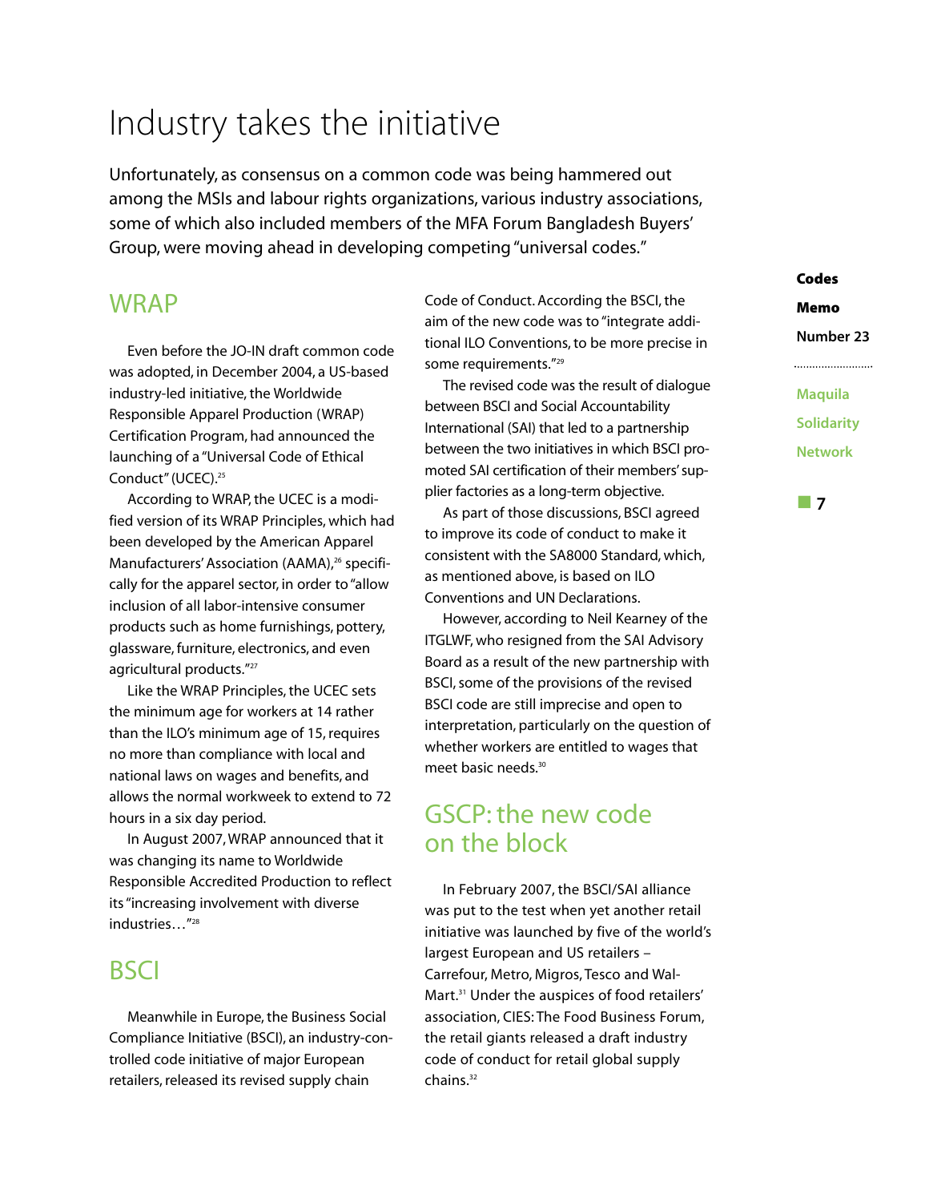# Industry takes the initiative

Unfortunately, as consensus on a common code was being hammered out among the MSIs and labour rights organizations, various industry associations, some of which also included members of the MFA Forum Bangladesh Buyers' Group, were moving ahead in developing competing "universal codes."

## WRAP

Even before the JO-IN draft common code was adopted, in December 2004, a US-based industry-led initiative, the Worldwide Responsible Apparel Production (WRAP) Certification Program, had announced the launching of a "Universal Code of Ethical Conduct" (UCEC).[25]

According to WRAP, the UCEC is a modified version of its WRAP Principles, which had been developed by the American Apparel Manufacturers' Association (AAMA),[26] specifically for the apparel sector, in order to "allow inclusion of all labor-intensive consumer products such as home furnishings, pottery, glassware, furniture, electronics, and even agricultural products."[27]

Like the WRAP Principles, the UCEC sets the minimum age for workers at 14 rather than the ILO's minimum age of 15, requires no more than compliance with local and national laws on wages and benefits, and allows the normal workweek to extend to 72 hours in a six day period.

In August 2007, WRAP announced that it was changing its name to Worldwide Responsible Accredited Production to reflect its "increasing involvement with diverse industries…"[28]

## BSCI

Meanwhile in Europe, the Business Social Compliance Initiative (BSCI), an industry-controlled code initiative of major European retailers, released its revised supply chain Code of Conduct. According the BSCI, the aim of the new code was to "integrate additional ILO Conventions, to be more precise in some requirements."[29]

The revised code was the result of dialogue between BSCI and Social Accountability International (SAI) that led to a partnership between the two initiatives in which BSCI promoted SAI certification of their members' supplier factories as a long-term objective.

As part of those discussions, BSCI agreed to improve its code of conduct to make it consistent with the SA8000 Standard, which, as mentioned above, is based on ILO Conventions and UN Declarations.

However, according to Neil Kearney of the ITGLWF, who resigned from the SAI Advisory Board as a result of the new partnership with BSCI, some of the provisions of the revised BSCI code are still imprecise and open to interpretation, particularly on the question of whether workers are entitled to wages that meet basic needs.[30]

## GSCP: the new code on the block

In February 2007, the BSCI/SAI alliance was put to the test when yet another retail initiative was launched by five of the world's largest European and US retailers – Carrefour, Metro, Migros, Tesco and Wal-Mart.[31] Under the auspices of food retailers' association, CIES: The Food Business Forum, the retail giants released a draft industry code of conduct for retail global supply chains.[32]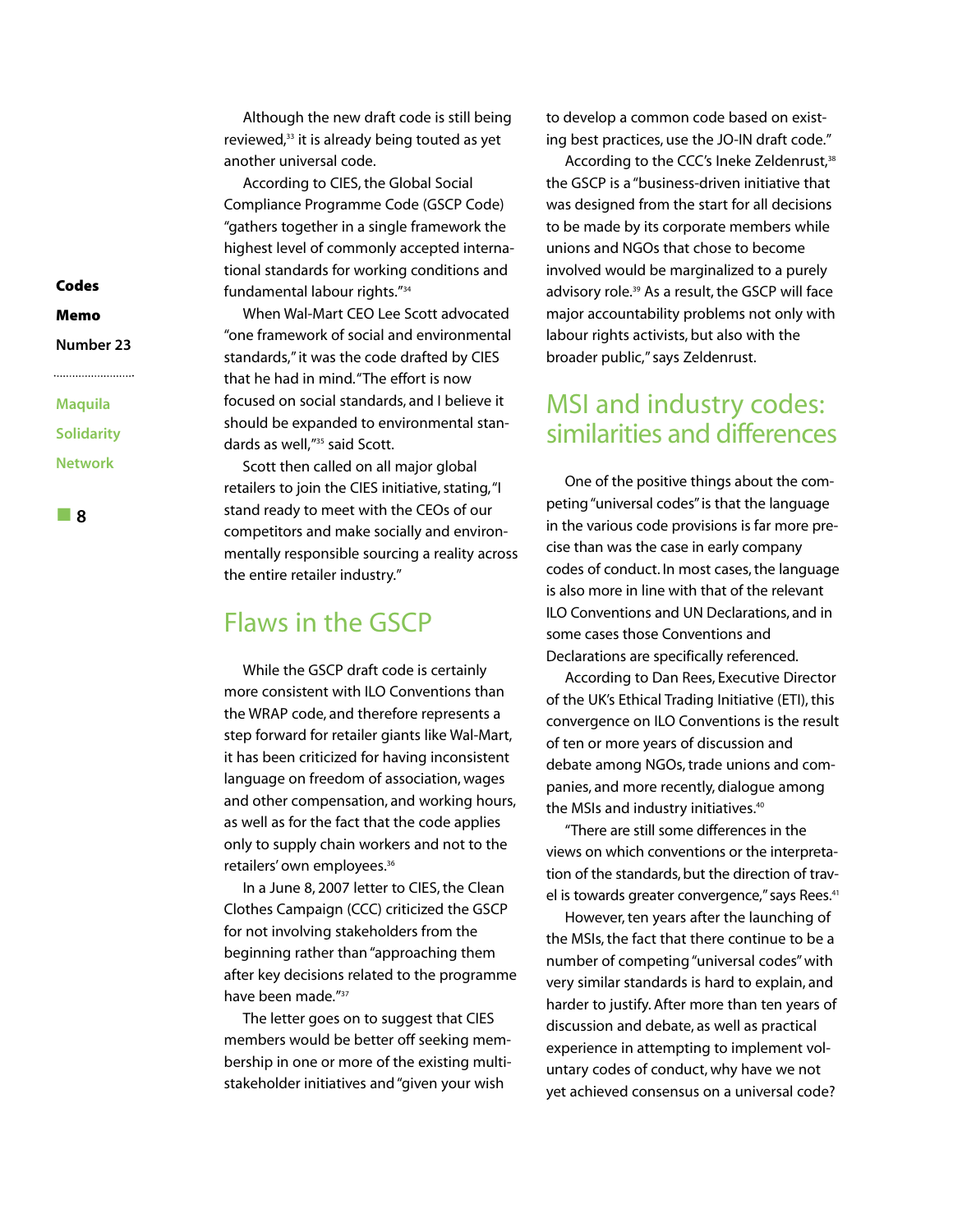Although the new draft code is still being reviewed,[33] it is already being touted as yet another universal code.

According to CIES, the Global Social Compliance Programme Code (GSCP Code) "gathers together in a single framework the highest level of commonly accepted international standards for working conditions and fundamental labour rights."[34]

When Wal-Mart CEO Lee Scott advocated "one framework of social and environmental standards," it was the code drafted by CIES that he had in mind. "The effort is now focused on social standards, and I believe it should be expanded to environmental standards as well,"[35] said Scott.

Scott then called on all major global retailers to join the CIES initiative, stating, "I stand ready to meet with the CEOs of our competitors and make socially and environmentally responsible sourcing a reality across the entire retailer industry."

## Flaws in the GSCP

While the GSCP draft code is certainly more consistent with ILO Conventions than the WRAP code, and therefore represents a step forward for retailer giants like Wal-Mart, it has been criticized for having inconsistent language on freedom of association, wages and other compensation, and working hours, as well as for the fact that the code applies only to supply chain workers and not to the retailers' own employees.[36]

In a June 8, 2007 letter to CIES, the Clean Clothes Campaign (CCC) criticized the GSCP for not involving stakeholders from the beginning rather than "approaching them after key decisions related to the programme have been made."[37]

The letter goes on to suggest that CIES members would be better off seeking membership in one or more of the existing multi-stakeholder initiatives and "given your wish to develop a common code based on existing best practices, use the JO-IN draft code."

According to the CCC's Ineke Zeldenrust,[38] the GSCP is a "business-driven initiative that was designed from the start for all decisions to be made by its corporate members while unions and NGOs that chose to become involved would be marginalized to a purely advisory role.[39] As a result, the GSCP will face major accountability problems not only with labour rights activists, but also with the broader public," says Zeldenrust.

## MSI and industry codes: similarities and differences

One of the positive things about the competing "universal codes" is that the language in the various code provisions is far more precise than was the case in early company codes of conduct. In most cases, the language is also more in line with that of the relevant ILO Conventions and UN Declarations, and in some cases those Conventions and Declarations are specifically referenced.

According to Dan Rees, Executive Director of the UK's Ethical Trading Initiative (ETI), this convergence on ILO Conventions is the result of ten or more years of discussion and debate among NGOs, trade unions and companies, and more recently, dialogue among the MSIs and industry initiatives.[40]

"There are still some differences in the views on which conventions or the interpretation of the standards, but the direction of travel is towards greater convergence," says Rees.[41]

However, ten years after the launching of the MSIs, the fact that there continue to be a number of competing "universal codes" with very similar standards is hard to explain, and harder to justify. After more than ten years of discussion and debate, as well as practical experience in attempting to implement voluntary codes of conduct, why have we not yet achieved consensus on a universal code?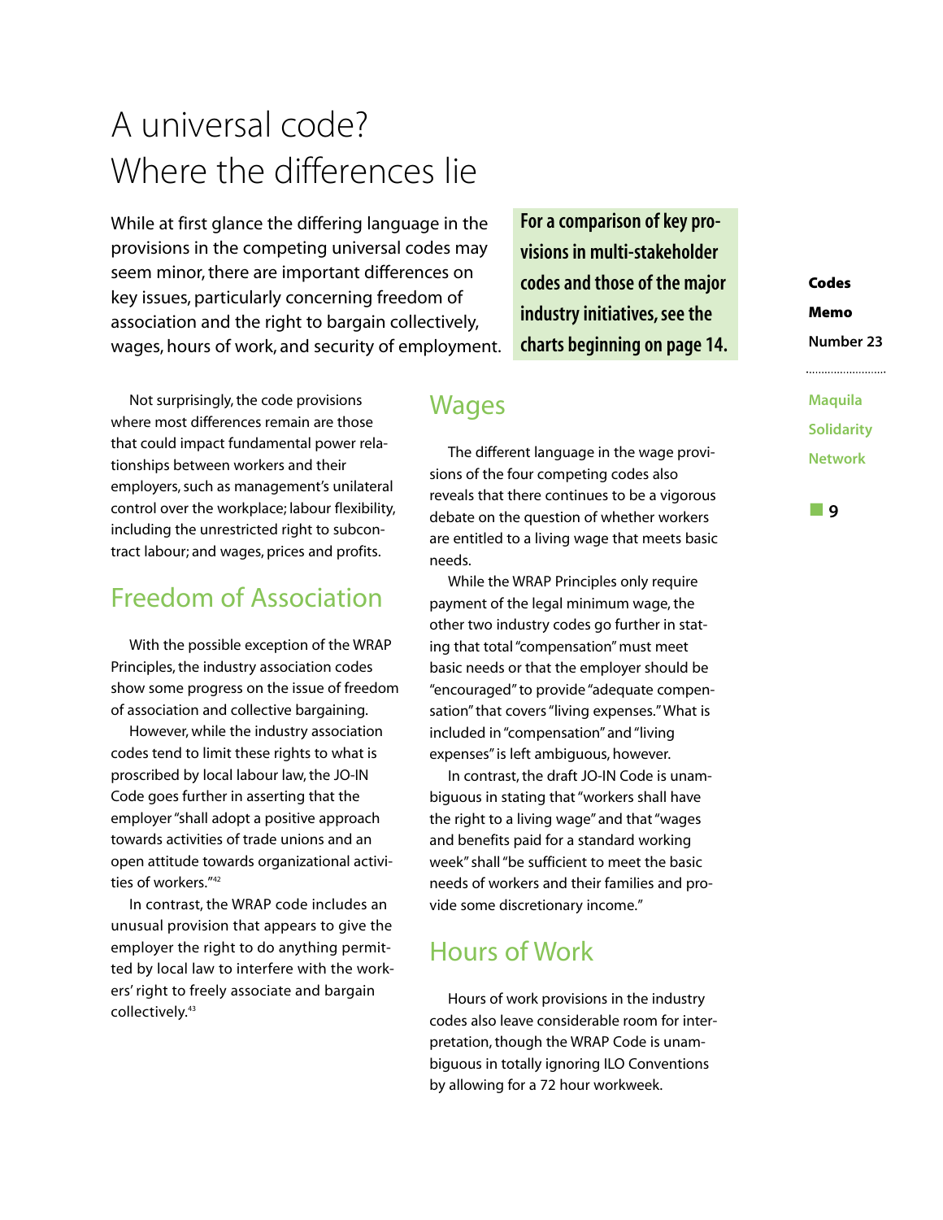# A universal code? Where the differences lie

While at first glance the differing language in the provisions in the competing universal codes may seem minor, there are important differences on key issues, particularly concerning freedom of association and the right to bargain collectively, wages, hours of work, and security of employment.

**For a comparison of key provisions in multi-stakeholder codes and those of the major industry initiatives, see the charts beginning on page 14.**

Not surprisingly, the code provisions where most differences remain are those that could impact fundamental power relationships between workers and their employers, such as management's unilateral control over the workplace; labour flexibility, including the unrestricted right to subcontract labour; and wages, prices and profits.

## Freedom of Association

With the possible exception of the WRAP Principles, the industry association codes show some progress on the issue of freedom of association and collective bargaining.

However, while the industry association codes tend to limit these rights to what is proscribed by local labour law, the JO-IN Code goes further in asserting that the employer "shall adopt a positive approach towards activities of trade unions and an open attitude towards organizational activities of workers."[42]

In contrast, the WRAP code includes an unusual provision that appears to give the employer the right to do anything permitted by local law to interfere with the workers' right to freely associate and bargain collectively.[43]

## Wages

The different language in the wage provisions of the four competing codes also reveals that there continues to be a vigorous debate on the question of whether workers are entitled to a living wage that meets basic needs.

While the WRAP Principles only require payment of the legal minimum wage, the other two industry codes go further in stating that total "compensation" must meet basic needs or that the employer should be "encouraged" to provide "adequate compensation" that covers "living expenses." What is included in "compensation" and "living expenses" is left ambiguous, however.

In contrast, the draft JO-IN Code is unambiguous in stating that "workers shall have the right to a living wage" and that "wages and benefits paid for a standard working week" shall "be sufficient to meet the basic needs of workers and their families and provide some discretionary income."

## Hours of Work

Hours of work provisions in the industry codes also leave considerable room for interpretation, though the WRAP Code is unambiguous in totally ignoring ILO Conventions by allowing for a 72 hour workweek.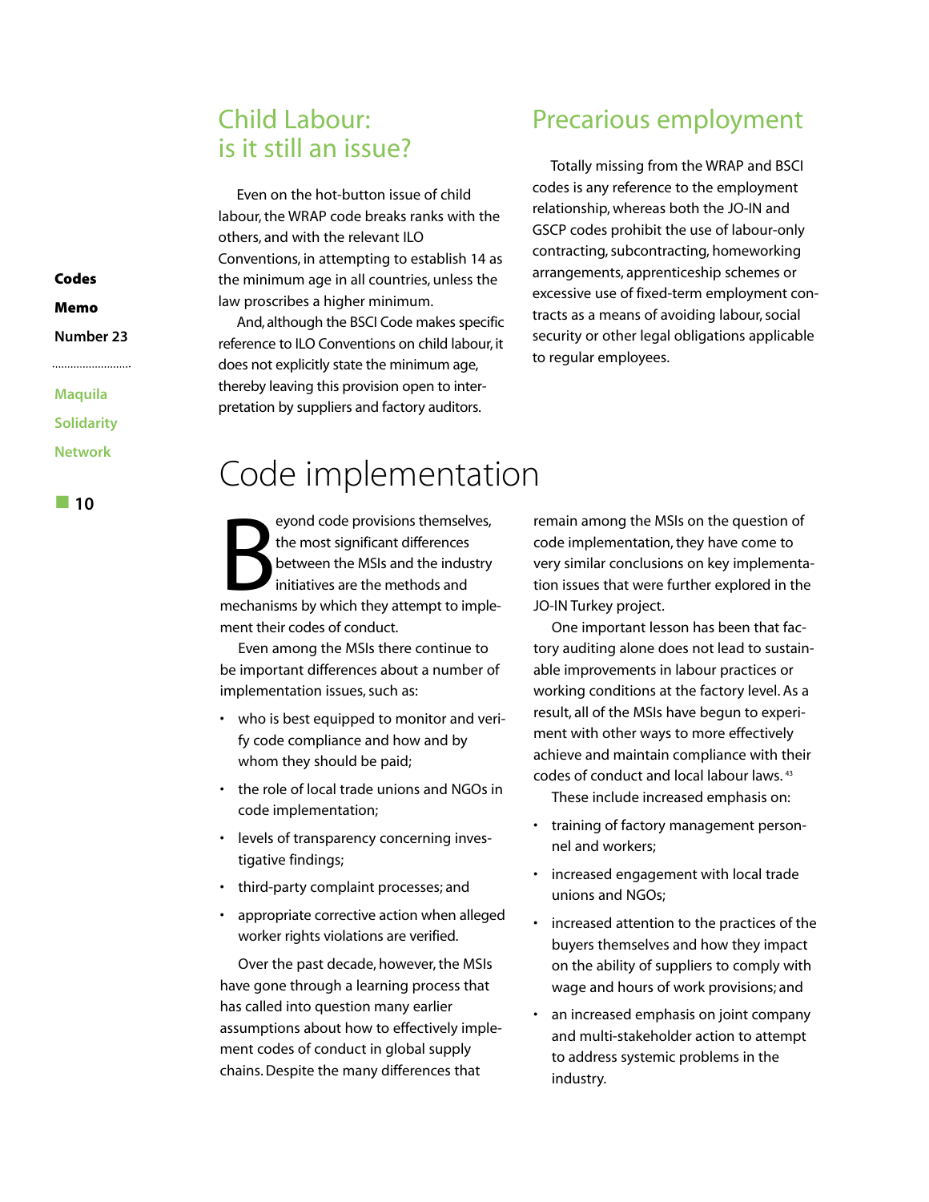## Child Labour: is it still an issue?

Even on the hot-button issue of child labour, the WRAP code breaks ranks with the others, and with the relevant ILO Conventions, in attempting to establish 14 as the minimum age in all countries, unless the law proscribes a higher minimum.

And, although the BSCI Code makes specific reference to ILO Conventions on child labour, it does not explicitly state the minimum age, thereby leaving this provision open to interpretation by suppliers and factory auditors.

## Precarious employment

Totally missing from the WRAP and BSCI codes is any reference to the employment relationship, whereas both the JO-IN and GSCP codes prohibit the use of labour-only contracting, subcontracting, homeworking arrangements, apprenticeship schemes or excessive use of fixed-term employment contracts as a means of avoiding labour, social security or other legal obligations applicable to regular employees.

# Code implementation

Beyond code provisions themselves, the most significant differences between the MSIs and the industry initiatives are the methods and mechanisms by which they attempt to implement their codes of conduct.

Even among the MSIs there continue to be important differences about a number of implementation issues, such as:

- who is best equipped to monitor and verify code compliance and how and by whom they should be paid;
- the role of local trade unions and NGOs in code implementation;
- levels of transparency concerning investigative findings;
- third-party complaint processes; and
- appropriate corrective action when alleged worker rights violations are verified.

Over the past decade, however, the MSIs have gone through a learning process that has called into question many earlier assumptions about how to effectively implement codes of conduct in global supply chains. Despite the many differences that remain among the MSIs on the question of code implementation, they have come to very similar conclusions on key implementation issues that were further explored in the JO-IN Turkey project.

One important lesson has been that factory auditing alone does not lead to sustainable improvements in labour practices or working conditions at the factory level. As a result, all of the MSIs have begun to experiment with other ways to more effectively achieve and maintain compliance with their codes of conduct and local labour laws.[43]

These include increased emphasis on:

- training of factory management personnel and workers;
- increased engagement with local trade unions and NGOs;
- increased attention to the practices of the buyers themselves and how they impact on the ability of suppliers to comply with wage and hours of work provisions; and
- an increased emphasis on joint company and multi-stakeholder action to attempt to address systemic problems in the industry.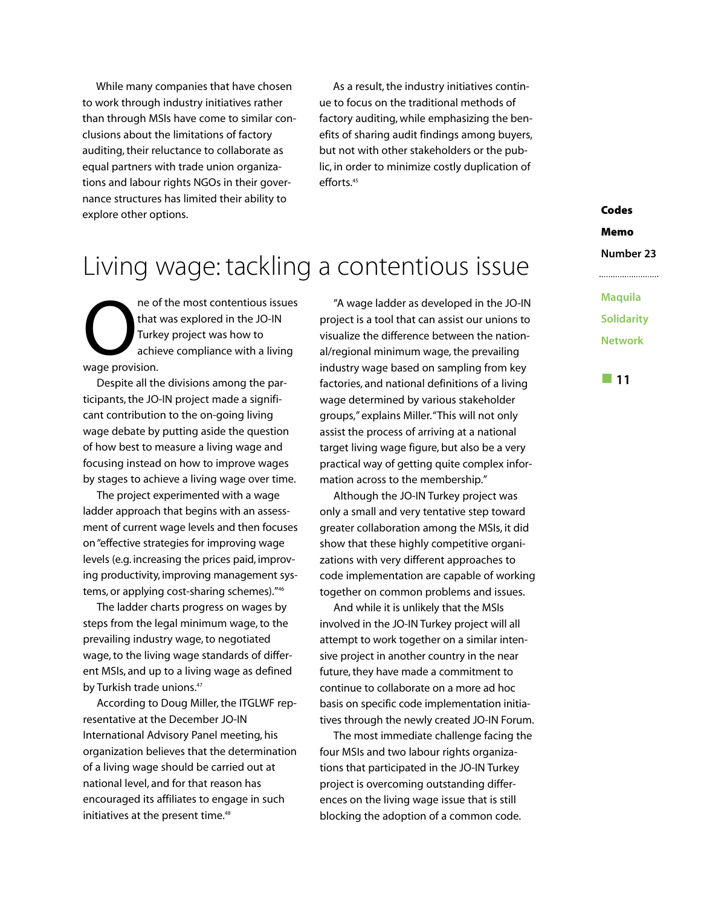While many companies that have chosen to work through industry initiatives rather than through MSIs have come to similar conclusions about the limitations of factory auditing, their reluctance to collaborate as equal partners with trade union organizations and labour rights NGOs in their governance structures has limited their ability to explore other options.

As a result, the industry initiatives continue to focus on the traditional methods of factory auditing, while emphasizing the benefits of sharing audit findings among buyers, but not with other stakeholders or the public, in order to minimize costly duplication of efforts.[45]

# Living wage: tackling a contentious issue

One of the most contentious issues that was explored in the JO-IN Turkey project was how to achieve compliance with a living wage provision.

Despite all the divisions among the participants, the JO-IN project made a significant contribution to the on-going living wage debate by putting aside the question of how best to measure a living wage and focusing instead on how to improve wages by stages to achieve a living wage over time.

The project experimented with a wage ladder approach that begins with an assessment of current wage levels and then focuses on "effective strategies for improving wage levels (e.g. increasing the prices paid, improving productivity, improving management systems, or applying cost-sharing schemes)."[46]

The ladder charts progress on wages by steps from the legal minimum wage, to the prevailing industry wage, to negotiated wage, to the living wage standards of different MSIs, and up to a living wage as defined by Turkish trade unions.[47]

According to Doug Miller, the ITGLWF representative at the December JO-IN International Advisory Panel meeting, his organization believes that the determination of a living wage should be carried out at national level, and for that reason has encouraged its affiliates to engage in such initiatives at the present time.[48]

"A wage ladder as developed in the JO-IN project is a tool that can assist our unions to visualize the difference between the national/regional minimum wage, the prevailing industry wage based on sampling from key factories, and national definitions of a living wage determined by various stakeholder groups," explains Miller. "This will not only assist the process of arriving at a national target living wage figure, but also be a very practical way of getting quite complex information across to the membership."

Although the JO-IN Turkey project was only a small and very tentative step toward greater collaboration among the MSIs, it did show that these highly competitive organizations with very different approaches to code implementation are capable of working together on common problems and issues.

And while it is unlikely that the MSIs involved in the JO-IN Turkey project will all attempt to work together on a similar intensive project in another country in the near future, they have made a commitment to continue to collaborate on a more ad hoc basis on specific code implementation initiatives through the newly created JO-IN Forum.

The most immediate challenge facing the four MSIs and two labour rights organizations that participated in the JO-IN Turkey project is overcoming outstanding differences on the living wage issue that is still blocking the adoption of a common code.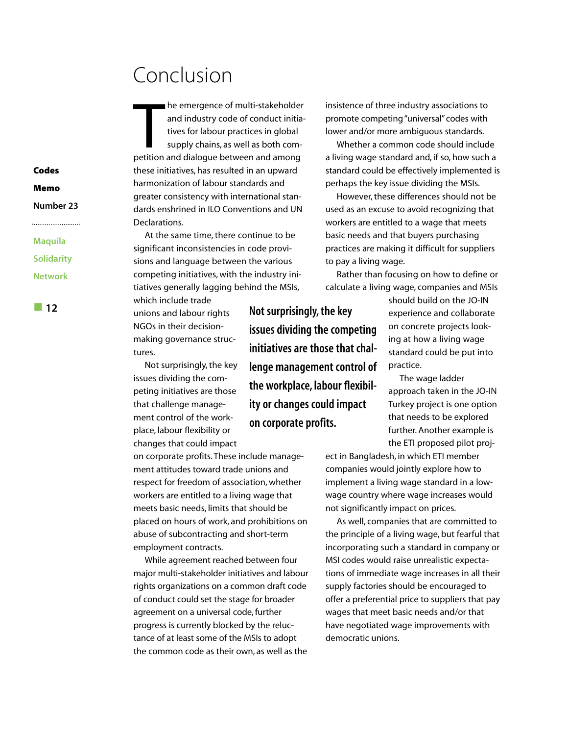# Conclusion

The emergence of multi-stakeholder and industry code of conduct initiatives for labour practices in global supply chains, as well as both competition and dialogue between and among these initiatives, has resulted in an upward harmonization of labour standards and greater consistency with international standards enshrined in ILO Conventions and UN Declarations.

At the same time, there continue to be significant inconsistencies in code provisions and language between the various competing initiatives, with the industry initiatives generally lagging behind the MSIs, which include trade unions and labour rights NGOs in their decision-making governance structures.

Not surprisingly, the key issues dividing the competing initiatives are those that challenge management control of the workplace, labour flexibility or changes that could impact on corporate profits. These include management attitudes toward trade unions and respect for freedom of association, whether workers are entitled to a living wage that meets basic needs, limits that should be placed on hours of work, and prohibitions on abuse of subcontracting and short-term employment contracts.

**Not surprisingly, the key issues dividing the competing initiatives are those that challenge management control of the workplace, labour flexibility or changes could impact on corporate profits.**

While agreement reached between four major multi-stakeholder initiatives and labour rights organizations on a common draft code of conduct could set the stage for broader agreement on a universal code, further progress is currently blocked by the reluctance of at least some of the MSIs to adopt the common code as their own, as well as the insistence of three industry associations to promote competing "universal" codes with lower and/or more ambiguous standards.

Whether a common code should include a living wage standard and, if so, how such a standard could be effectively implemented is perhaps the key issue dividing the MSIs.

However, these differences should not be used as an excuse to avoid recognizing that workers are entitled to a wage that meets basic needs and that buyers purchasing practices are making it difficult for suppliers to pay a living wage.

Rather than focusing on how to define or calculate a living wage, companies and MSIs should build on the JO-IN experience and collaborate on concrete projects looking at how a living wage standard could be put into practice.

The wage ladder approach taken in the JO-IN Turkey project is one option that needs to be explored further. Another example is the ETI proposed pilot project in Bangladesh, in which ETI member companies would jointly explore how to implement a living wage standard in a low-wage country where wage increases would not significantly impact on prices.

As well, companies that are committed to the principle of a living wage, but fearful that incorporating such a standard in company or MSI codes would raise unrealistic expectations of immediate wage increases in all their supply factories should be encouraged to offer a preferential price to suppliers that pay wages that meet basic needs and/or that have negotiated wage improvements with democratic unions.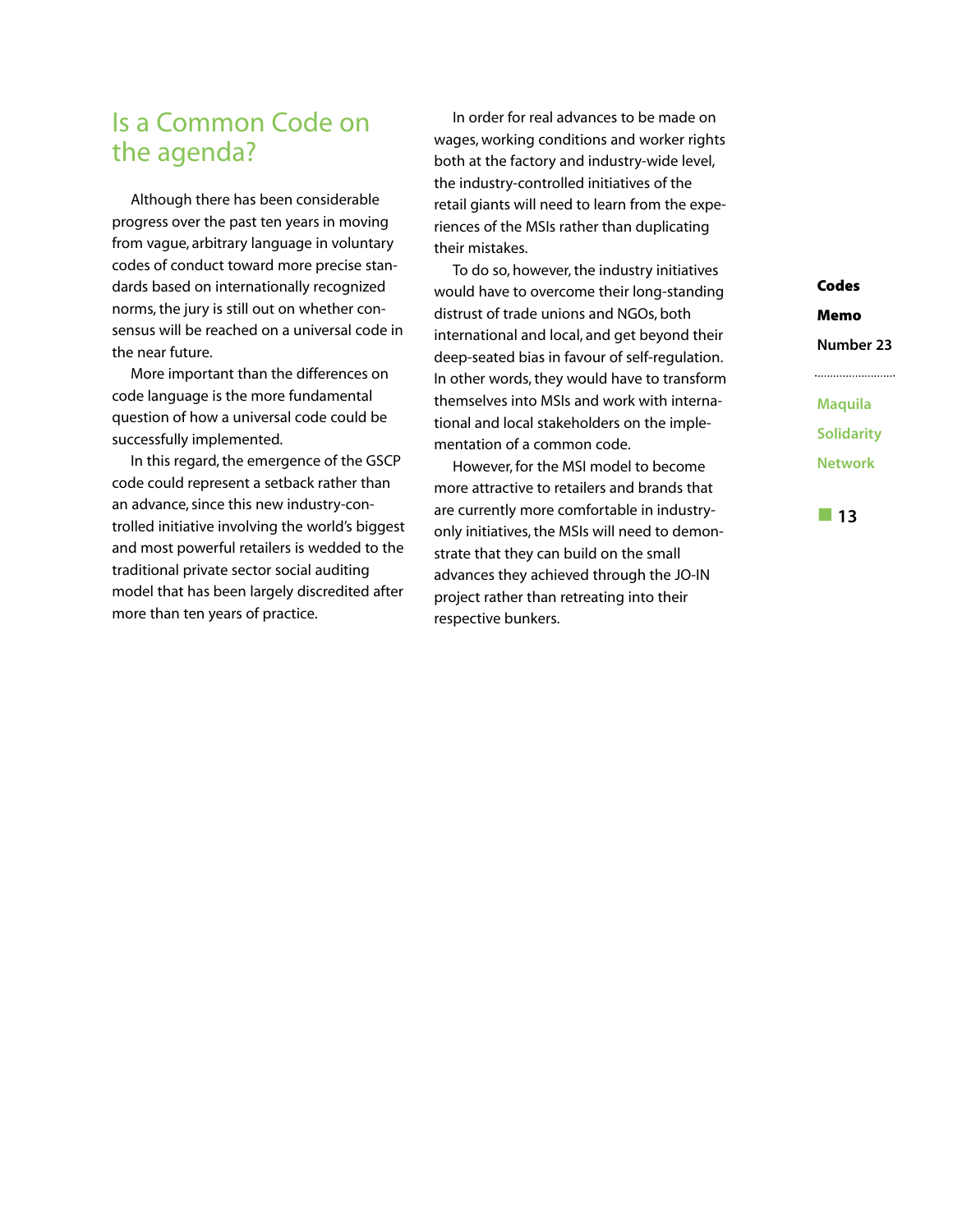# Is a Common Code on the agenda?

Although there has been considerable progress over the past ten years in moving from vague, arbitrary language in voluntary codes of conduct toward more precise standards based on internationally recognized norms, the jury is still out on whether consensus will be reached on a universal code in the near future.

More important than the differences on code language is the more fundamental question of how a universal code could be successfully implemented.

In this regard, the emergence of the GSCP code could represent a setback rather than an advance, since this new industry-controlled initiative involving the world's biggest and most powerful retailers is wedded to the traditional private sector social auditing model that has been largely discredited after more than ten years of practice.

In order for real advances to be made on wages, working conditions and worker rights both at the factory and industry-wide level, the industry-controlled initiatives of the retail giants will need to learn from the experiences of the MSIs rather than duplicating their mistakes.

To do so, however, the industry initiatives would have to overcome their long-standing distrust of trade unions and NGOs, both international and local, and get beyond their deep-seated bias in favour of self-regulation. In other words, they would have to transform themselves into MSIs and work with international and local stakeholders on the implementation of a common code.

However, for the MSI model to become more attractive to retailers and brands that are currently more comfortable in industry-only initiatives, the MSIs will need to demonstrate that they can build on the small advances they achieved through the JO-IN project rather than retreating into their respective bunkers.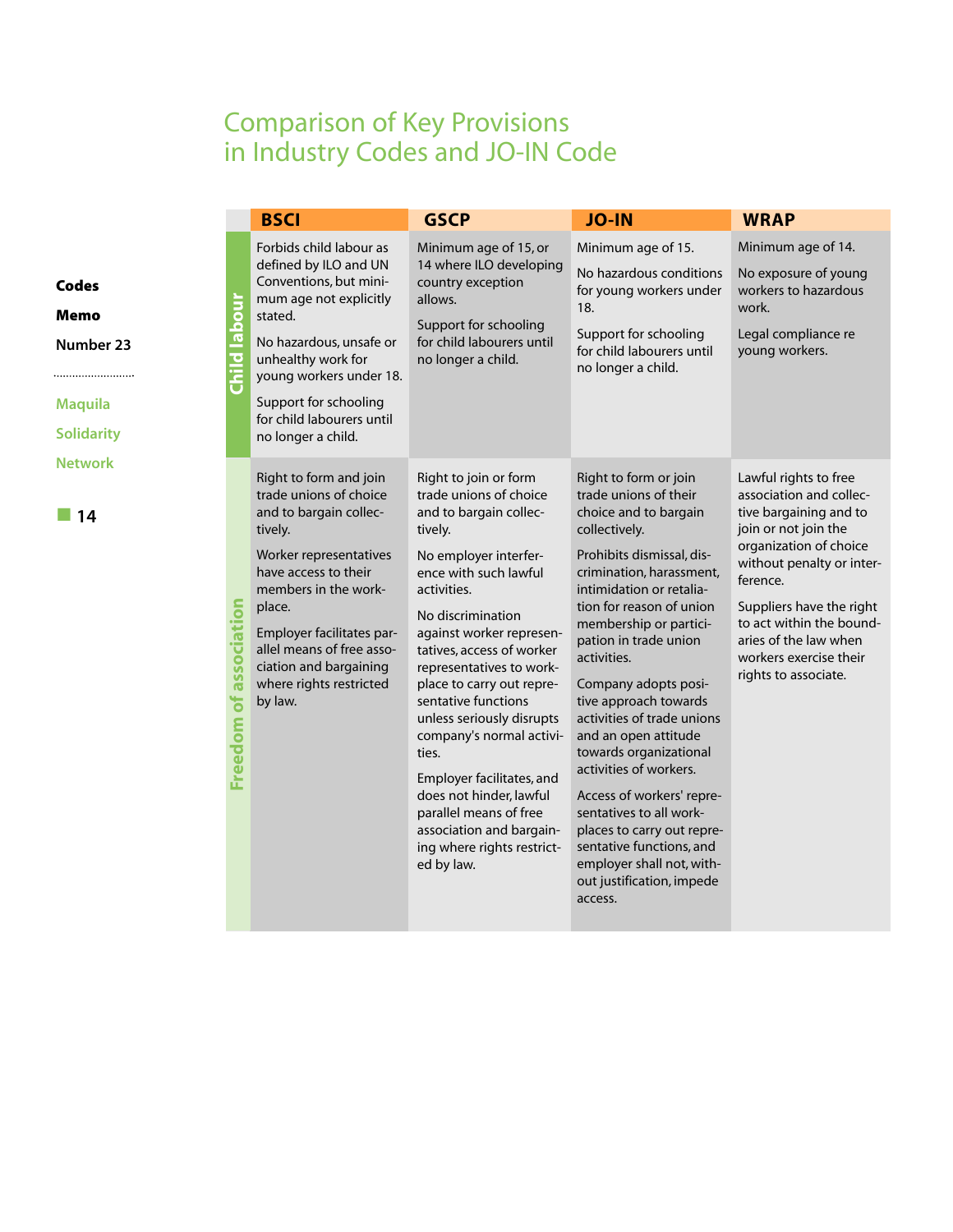# Comparison of Key Provisions in Industry Codes and JO-IN Code

| | BSCI | GSCP | JO-IN | WRAP |
|---|---|---|---|---|
| **Child labour** | Forbids child labour as defined by ILO and UN Conventions, but minimum age not explicitly stated.<br><br>No hazardous, unsafe or unhealthy work for young workers under 18.<br><br>Support for schooling for child labourers until no longer a child. | Minimum age of 15, or 14 where ILO developing country exception allows.<br><br>Support for schooling for child labourers until no longer a child. | Minimum age of 15.<br><br>No hazardous conditions for young workers under 18.<br><br>Support for schooling for child labourers until no longer a child. | Minimum age of 14.<br><br>No exposure of young workers to hazardous work.<br><br>Legal compliance re young workers. |
| **Freedom of association** | Right to form and join trade unions of choice and to bargain collectively.<br><br>Worker representatives have access to their members in the workplace.<br><br>Employer facilitates parallel means of free association and bargaining where rights restricted by law. | Right to join or form trade unions of choice and to bargain collectively.<br><br>No employer interference with such lawful activities.<br><br>No discrimination against worker representatives, access of worker representatives to workplace to carry out representative functions unless seriously disrupts company's normal activities.<br><br>Employer facilitates, and does not hinder, lawful parallel means of free association and bargaining where rights restricted by law. | Right to form or join trade unions of their choice and to bargain collectively.<br><br>Prohibits dismissal, discrimination, harassment, intimidation or retaliation for reason of union membership or participation in trade union activities.<br><br>Company adopts positive approach towards activities of trade unions and an open attitude towards organizational activities of workers.<br><br>Access of workers' representatives to all workplaces to carry out representative functions, and employer shall not, without justification, impede access. | Lawful rights to free association and collective bargaining and to join or not join the organization of choice without penalty or interference.<br><br>Suppliers have the right to act within the boundaries of the law when workers exercise their rights to associate. |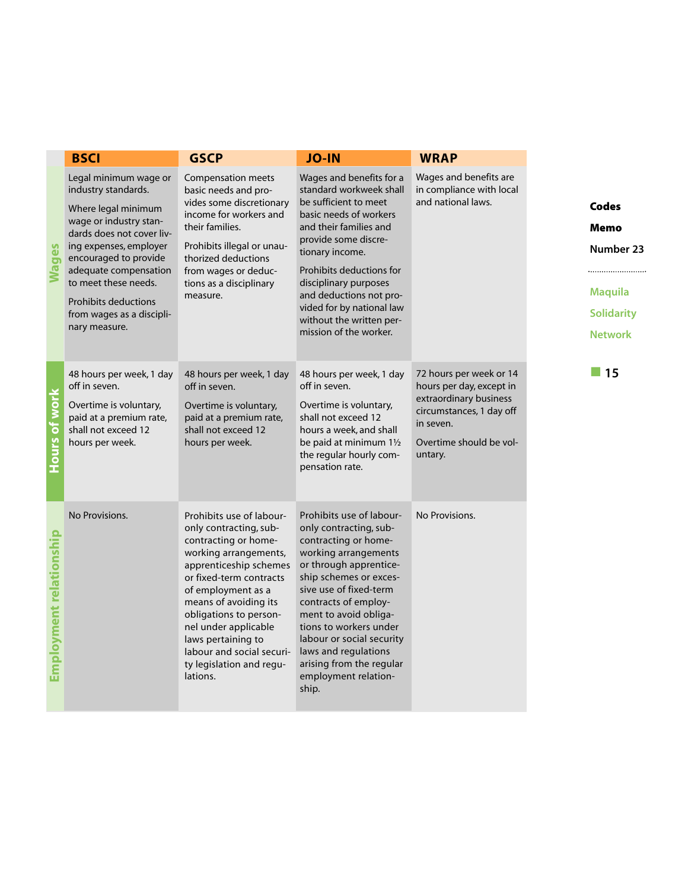| | BSCI | GSCP | JO-IN | WRAP |
|---|---|---|---|---|
| **Wages** | Legal minimum wage or industry standards.<br><br>Where legal minimum wage or industry standards does not cover living expenses, employer encouraged to provide adequate compensation to meet these needs.<br><br>Prohibits deductions from wages as a disciplinary measure. | Compensation meets basic needs and provides some discretionary income for workers and their families.<br><br>Prohibits illegal or unauthorized deductions from wages or deductions as a disciplinary measure. | Wages and benefits for a standard workweek shall be sufficient to meet basic needs of workers and their families and provide some discretionary income.<br><br>Prohibits deductions for disciplinary purposes and deductions not provided for by national law without the written permission of the worker. | Wages and benefits are in compliance with local and national laws. |
| **Hours of work** | 48 hours per week, 1 day off in seven.<br><br>Overtime is voluntary, paid at a premium rate, shall not exceed 12 hours per week. | 48 hours per week, 1 day off in seven.<br><br>Overtime is voluntary, paid at a premium rate, shall not exceed 12 hours per week. | 48 hours per week, 1 day off in seven.<br><br>Overtime is voluntary, shall not exceed 12 hours a week, and shall be paid at minimum 1½ the regular hourly compensation rate. | 72 hours per week or 14 hours per day, except in extraordinary business circumstances, 1 day off in seven.<br><br>Overtime should be voluntary. |
| **Employment relationship** | No Provisions. | Prohibits use of labour-only contracting, sub-contracting or home-working arrangements, apprenticeship schemes or fixed-term contracts of employment as a means of avoiding its obligations to personnel under applicable laws pertaining to labour and social security legislation and regulations. | Prohibits use of labour-only contracting, sub-contracting or home-working arrangements or through apprenticeship schemes or excessive use of fixed-term contracts of employment to avoid obligations to workers under labour or social security laws and regulations arising from the regular employment relationship. | No Provisions. |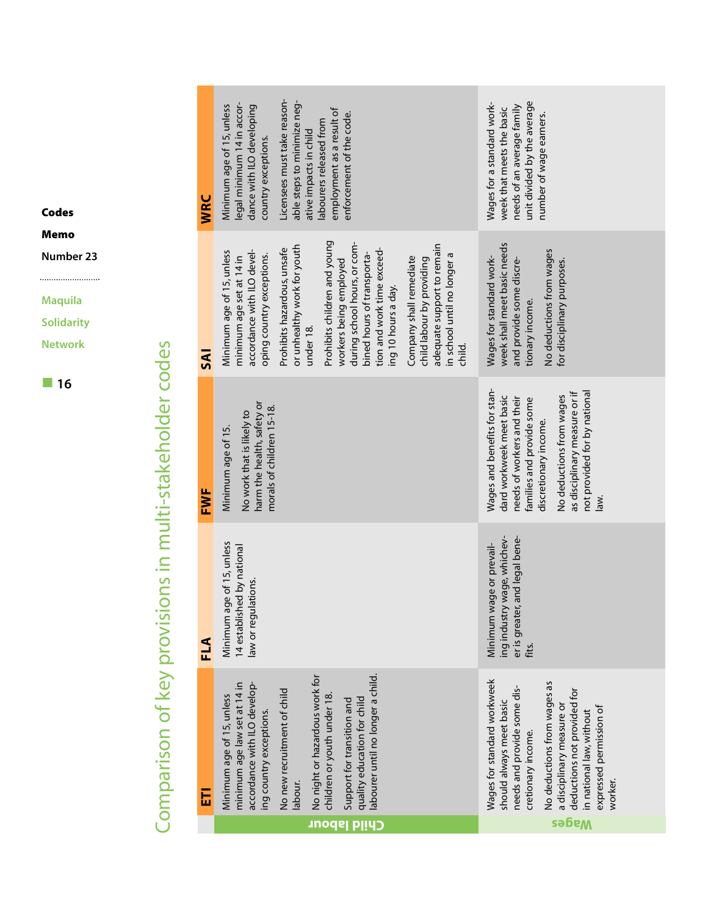# Comparison of key provisions in multi-stakeholder codes

| | ETI | FLA | FWF | SAI | WRC |
|---|---|---|---|---|---|
| **Child labour** | Minimum age of 15, unless minimum age law set at 14 in accordance with ILO developing country exceptions.<br><br>No new recruitment of child labour.<br><br>No night or hazardous work for children or youth under 18.<br><br>Support for transition and quality education for child labourer until no longer a child. | Minimum age of 15, unless 14 established by national law or regulations. | Minimum age of 15.<br><br>No work that is likely to harm the health, safety or morals of children 15-18. | Minimum age of 15, unless minimum age set at 14 in accordance with ILO developing country exceptions.<br><br>Prohibits hazardous, unsafe or unhealthy work for youth under 18.<br><br>Prohibits children and young workers being employed during school hours, or combined hours of transportation and work time exceeding 10 hours a day.<br><br>Company shall remediate child labour by providing adequate support to remain in school until no longer a child. | Minimum age of 15, unless legal minimum 14 in accordance with ILO developing country exceptions.<br><br>Licensees must take reasonable steps to minimize negative impacts in child labourers released from employment as a result of enforcement of the code. |
| **Wages** | Wages for standard workweek should always meet basic needs and provide some discretionary income.<br><br>No deductions from wages as a disciplinary measure or deductions not provided for in national law, without expressed permission of worker. | Minimum wage or prevailing industry wage, whichever is greater, and legal benefits. | Wages and benefits for standard workweek meet basic needs of workers and their families and provide some discretionary income.<br><br>No deductions from wages as disciplinary measure or if not provided for by national law. | Wages for standard workweek shall meet basic needs and provide some discretionary income.<br><br>No deductions from wages for disciplinary purposes. | Wages for a standard workweek that meets the basic needs of an average family unit divided by the average number of wage earners. |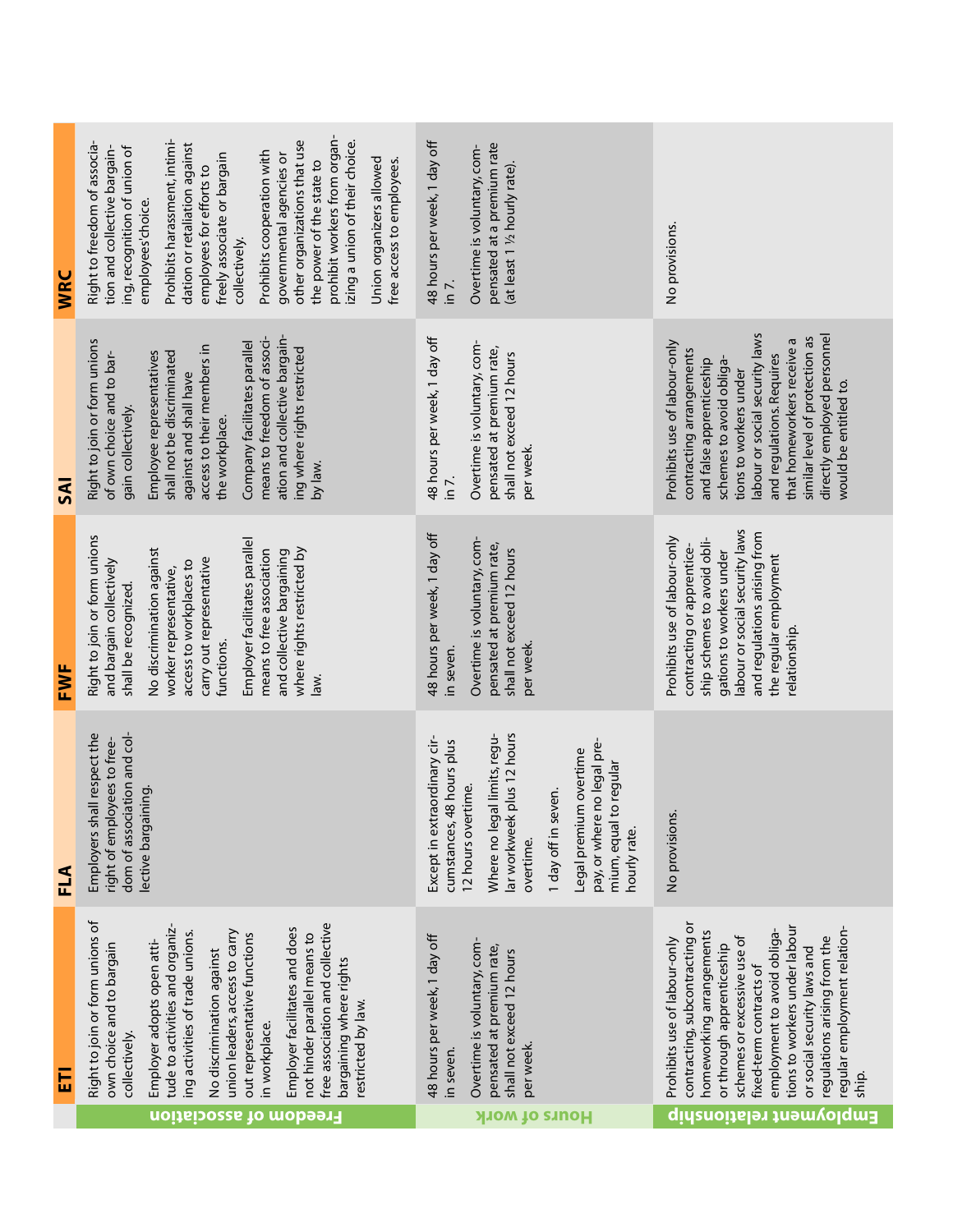| | ETI | FLA | FWF | SAI | WRC |
|---|---|---|---|---|---|
| **Freedom of association** | Right to join or form unions of own choice and to bargain collectively.<br><br>Employer adopts open attitude to activities and organizing activities of trade unions.<br><br>No discrimination against union leaders, access to carry out representative functions in workplace.<br><br>Employer facilitates and does not hinder parallel means to free association and collective bargaining where rights restricted by law. | Employers shall respect the right of employees to freedom of association and collective bargaining. | Right to join or form unions and bargain collectively shall be recognized.<br><br>No discrimination against worker representative, access to workplaces to carry out representative functions.<br><br>Employer facilitates parallel means to free association and collective bargaining where rights restricted by law. | Right to join or form unions of own choice and to bargain collectively.<br><br>Employee representatives shall not be discriminated against and shall have access to their members in the workplace.<br><br>Company facilitates parallel means to freedom of association and collective bargaining where rights restricted by law. | Right to freedom of association and collective bargaining, recognition of union of employees'choice.<br><br>Prohibits harassment, intimidation or retaliation against employees for efforts to freely associate or bargain collectively.<br><br>Prohibits cooperation with governmental agencies or other organizations that use the power of the state to prohibit workers from organizing a union of their choice.<br><br>Union organizers allowed free access to employees. |
| **Hours of work** | 48 hours per week, 1 day off in seven.<br><br>Overtime is voluntary, compensated at premium rate, shall not exceed 12 hours per week. | Except in extraordinary circumstances, 48 hours plus 12 hours overtime.<br><br>Where no legal limits, regular workweek plus 12 hours overtime.<br><br>1 day off in seven.<br><br>Legal premium overtime pay, or where no legal premium, equal to regular hourly rate. | 48 hours per week, 1 day off in seven.<br><br>Overtime is voluntary, compensated at premium rate, shall not exceed 12 hours per week. | 48 hours per week, 1 day off in 7.<br><br>Overtime is voluntary, compensated at premium rate, shall not exceed 12 hours per week. | 48 hours per week, 1 day off in 7.<br><br>Overtime is voluntary, compensated at a premium rate (at least 1 ½ hourly rate). |
| **Employment relationship** | Prohibits use of labour-only contracting, subcontracting or homeworking arrangements or through apprenticeship schemes or excessive use of fixed-term contracts of employment to avoid obligations to workers under labour or social security laws and regulations arising from the regular employment relationship. | No provisions. | Prohibits use of labour-only contracting or apprenticeship schemes to avoid obligations to workers under labour or social security laws and regulations arising from the regular employment relationship. | Prohibits use of labour-only contracting arrangements and false apprenticeship schemes to avoid obligations to workers under labour or social security laws and regulations. Requires that homeworkers receive a similar level of protection as directly employed personnel would be entitled to. | No provisions. |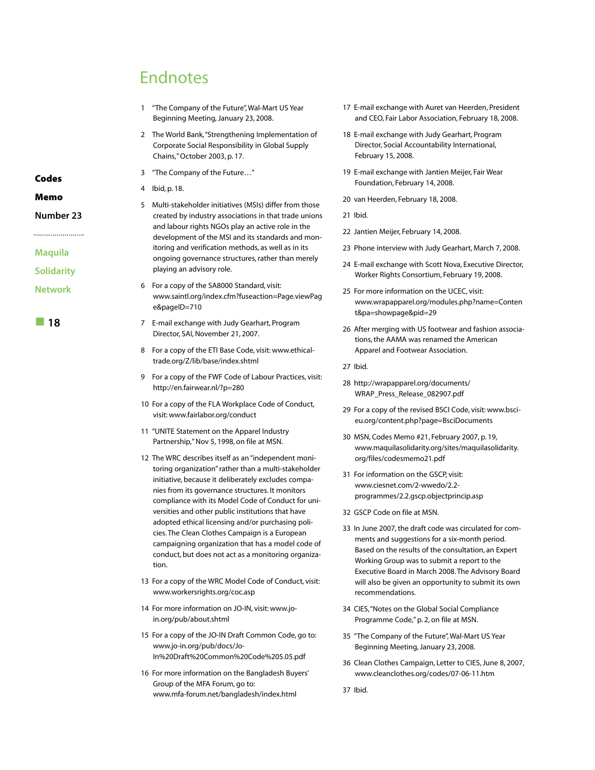# Endnotes

1. "The Company of the Future", Wal-Mart US Year Beginning Meeting, January 23, 2008.
2. The World Bank, "Strengthening Implementation of Corporate Social Responsibility in Global Supply Chains," October 2003, p. 17.
3. "The Company of the Future…"
4. Ibid, p. 18.
5. Multi-stakeholder initiatives (MSIs) differ from those created by industry associations in that trade unions and labour rights NGOs play an active role in the development of the MSI and its standards and monitoring and verification methods, as well as in its ongoing governance structures, rather than merely playing an advisory role.
6. For a copy of the SA8000 Standard, visit: www.saintl.org/index.cfm?fuseaction=Page.viewPage&pageID=710
7. E-mail exchange with Judy Gearhart, Program Director, SAI, November 21, 2007.
8. For a copy of the ETI Base Code, visit: www.ethicaltrade.org/Z/lib/base/index.shtml
9. For a copy of the FWF Code of Labour Practices, visit: http://en.fairwear.nl/?p=280
10. For a copy of the FLA Workplace Code of Conduct, visit: www.fairlabor.org/conduct
11. "UNITE Statement on the Apparel Industry Partnership," Nov 5, 1998, on file at MSN.
12. The WRC describes itself as an "independent monitoring organization" rather than a multi-stakeholder initiative, because it deliberately excludes companies from its governance structures. It monitors compliance with its Model Code of Conduct for universities and other public institutions that have adopted ethical licensing and/or purchasing policies. The Clean Clothes Campaign is a European campaigning organization that has a model code of conduct, but does not act as a monitoring organization.
13. For a copy of the WRC Model Code of Conduct, visit: www.workersrights.org/coc.asp
14. For more information on JO-IN, visit: www.jo-in.org/pub/about.shtml
15. For a copy of the JO-IN Draft Common Code, go to: www.jo-in.org/pub/docs/Jo-In%20Draft%20Common%20Code%205.05.pdf
16. For more information on the Bangladesh Buyers' Group of the MFA Forum, go to: www.mfa-forum.net/bangladesh/index.html
17. E-mail exchange with Auret van Heerden, President and CEO, Fair Labor Association, February 18, 2008.
18. E-mail exchange with Judy Gearhart, Program Director, Social Accountability International, February 15, 2008.
19. E-mail exchange with Jantien Meijer, Fair Wear Foundation, February 14, 2008.
20. van Heerden, February 18, 2008.
21. Ibid.
22. Jantien Meijer, February 14, 2008.
23. Phone interview with Judy Gearhart, March 7, 2008.
24. E-mail exchange with Scott Nova, Executive Director, Worker Rights Consortium, February 19, 2008.
25. For more information on the UCEC, visit: www.wrapapparel.org/modules.php?name=Content&pa=showpage&pid=29
26. After merging with US footwear and fashion associations, the AAMA was renamed the American Apparel and Footwear Association.
27. Ibid.
28. http://wrapapparel.org/documents/WRAP_Press_Release_082907.pdf
29. For a copy of the revised BSCI Code, visit: www.bsci-eu.org/content.php?page=BsciDocuments
30. MSN, Codes Memo #21, February 2007, p. 19, www.maquilasolidarity.org/sites/maquilasolidarity.org/files/codesmemo21.pdf
31. For information on the GSCP, visit: www.ciesnet.com/2-wwedo/2.2-programmes/2.2.gscp.objectprincip.asp
32. GSCP Code on file at MSN.
33. In June 2007, the draft code was circulated for comments and suggestions for a six-month period. Based on the results of the consultation, an Expert Working Group was to submit a report to the Executive Board in March 2008. The Advisory Board will also be given an opportunity to submit its own recommendations.
34. CIES, "Notes on the Global Social Compliance Programme Code," p. 2, on file at MSN.
35. "The Company of the Future", Wal-Mart US Year Beginning Meeting, January 23, 2008.
36. Clean Clothes Campaign, Letter to CIES, June 8, 2007, www.cleanclothes.org/codes/07-06-11.htm
37. Ibid.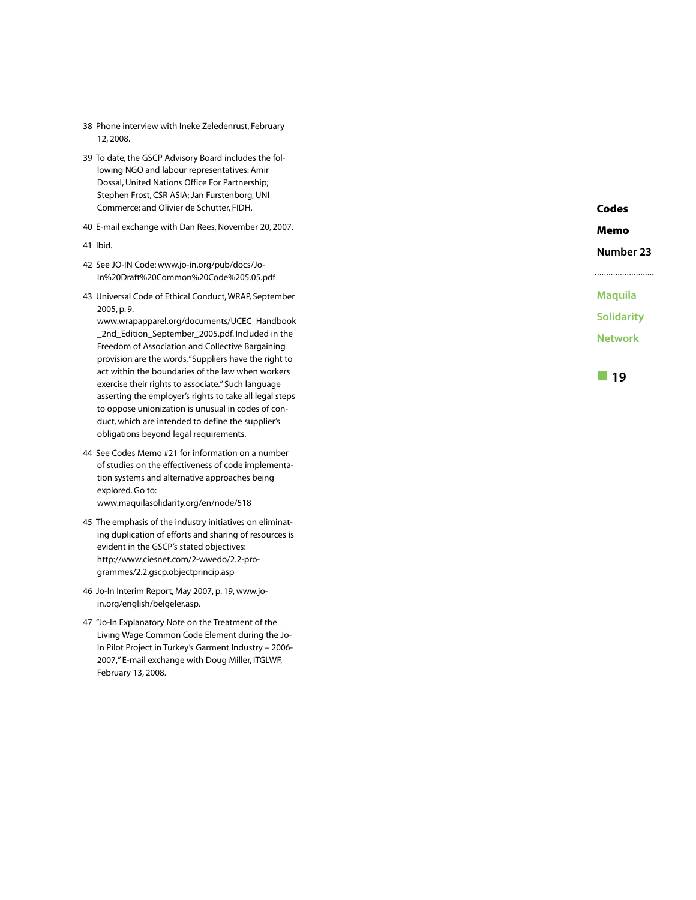38 Phone interview with Ineke Zeledenrust, February 12, 2008.

39 To date, the GSCP Advisory Board includes the following NGO and labour representatives: Amir Dossal, United Nations Office For Partnership; Stephen Frost, CSR ASIA; Jan Furstenborg, UNI Commerce; and Olivier de Schutter, FIDH.

40 E-mail exchange with Dan Rees, November 20, 2007.

41 Ibid.

42 See JO-IN Code: www.jo-in.org/pub/docs/Jo-In%20Draft%20Common%20Code%205.05.pdf

43 Universal Code of Ethical Conduct, WRAP, September 2005, p. 9. www.wrapapparel.org/documents/UCEC_Handbook_2nd_Edition_September_2005.pdf. Included in the Freedom of Association and Collective Bargaining provision are the words, "Suppliers have the right to act within the boundaries of the law when workers exercise their rights to associate." Such language asserting the employer's rights to take all legal steps to oppose unionization is unusual in codes of conduct, which are intended to define the supplier's obligations beyond legal requirements.

44 See Codes Memo #21 for information on a number of studies on the effectiveness of code implementation systems and alternative approaches being explored. Go to: www.maquilasolidarity.org/en/node/518

45 The emphasis of the industry initiatives on eliminating duplication of efforts and sharing of resources is evident in the GSCP's stated objectives: http://www.ciesnet.com/2-wwedo/2.2-programmes/2.2.gscp.objectprincip.asp

46 Jo-In Interim Report, May 2007, p. 19, www.jo-in.org/english/belgeler.asp.

47 "Jo-In Explanatory Note on the Treatment of the Living Wage Common Code Element during the Jo-In Pilot Project in Turkey's Garment Industry – 2006-2007," E-mail exchange with Doug Miller, ITGLWF, February 13, 2008.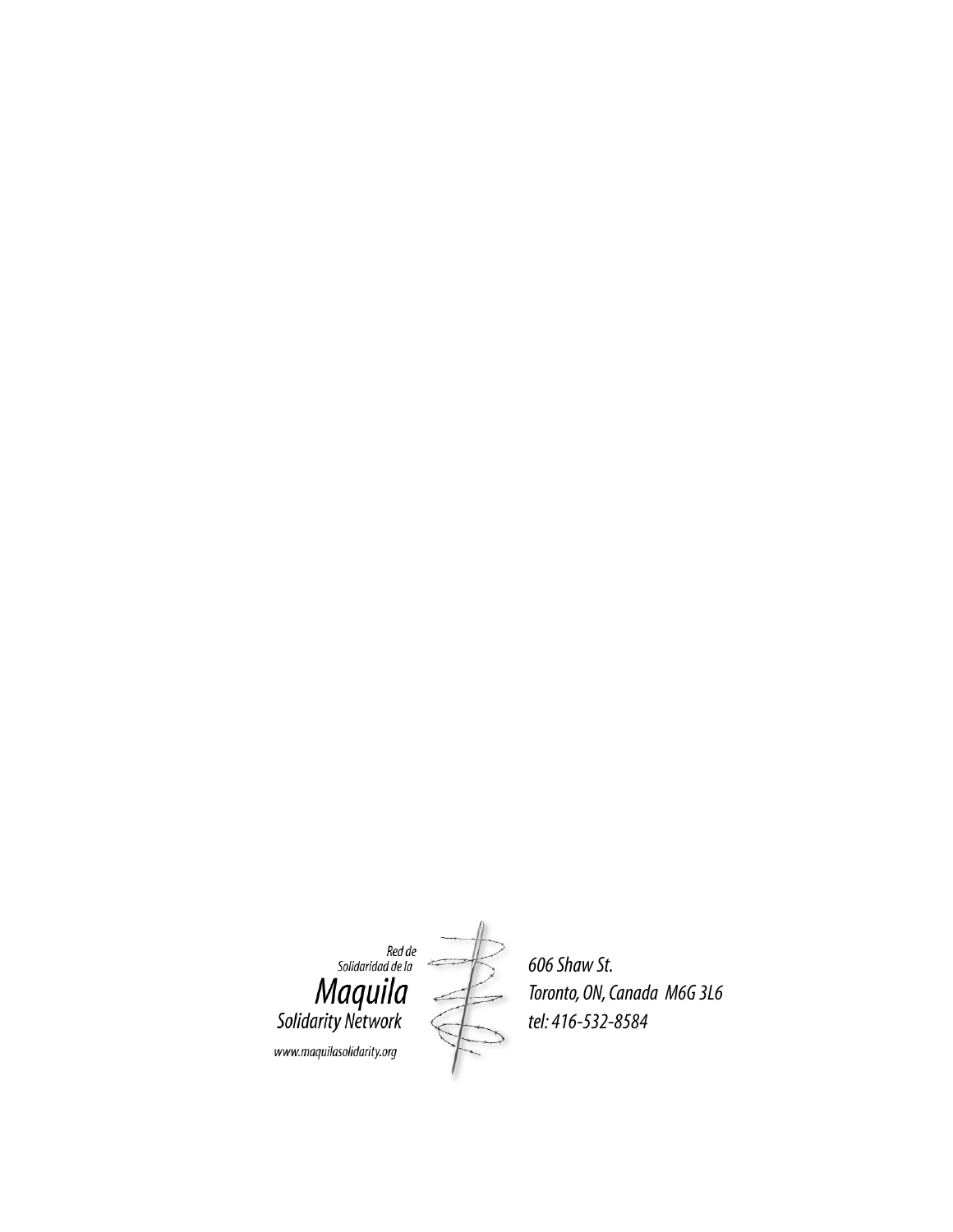Red de
Solidaridad de la
Maquila
Solidarity Network

www.maquilasolidarity.org

606 Shaw St.
Toronto, ON, Canada M6G 3L6
tel: 416-532-8584